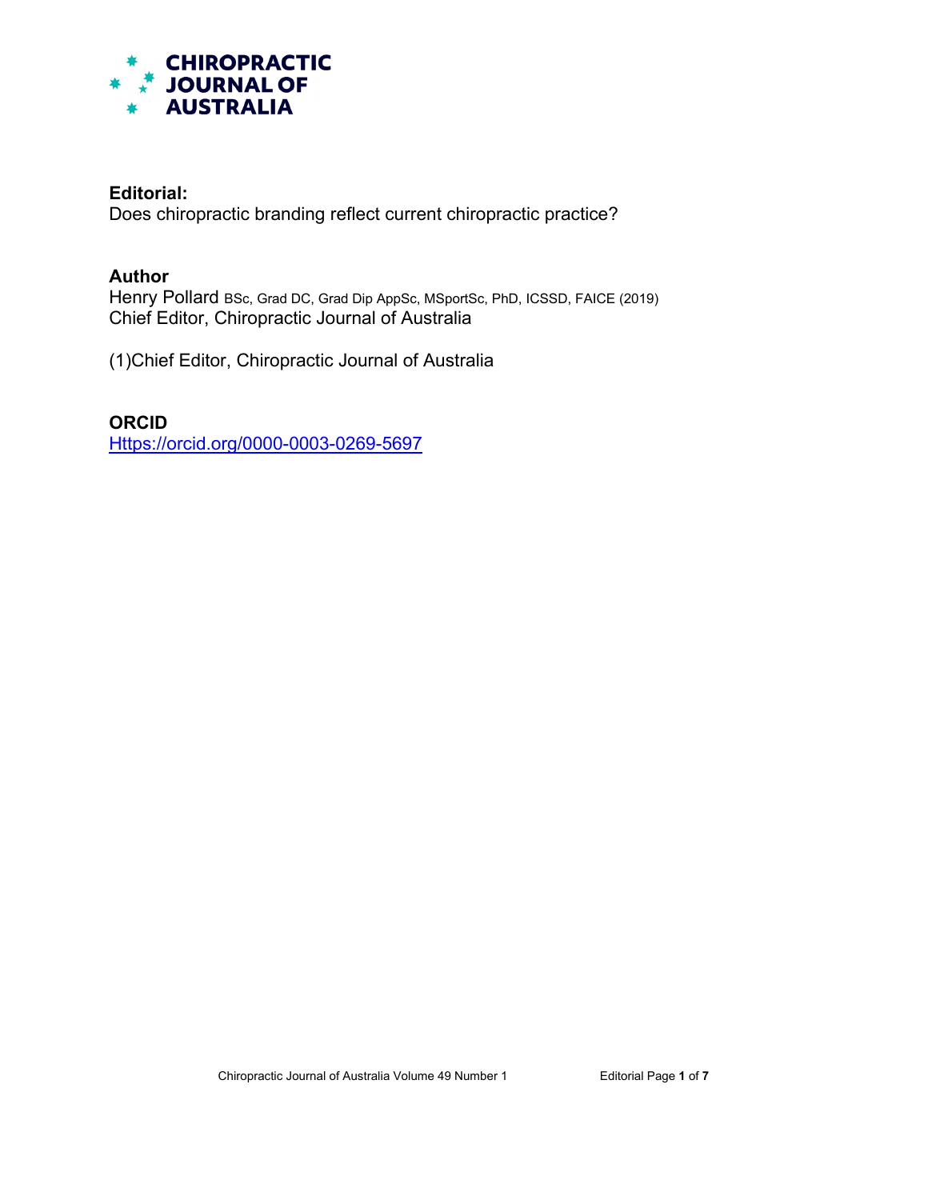**CHIROPRACTIC JOURNAL OF AUSTRALIA**

**Editorial:**
Does chiropractic branding reflect current chiropractic practice?

**Author**
Henry Pollard BSc, Grad DC, Grad Dip AppSc, MSportSc, PhD, ICSSD, FAICE (2019)
Chief Editor, Chiropractic Journal of Australia

(1)Chief Editor, Chiropractic Journal of Australia

**ORCID**
[Https://orcid.org/0000-0003-0269-5697](Https://orcid.org/0000-0003-0269-5697)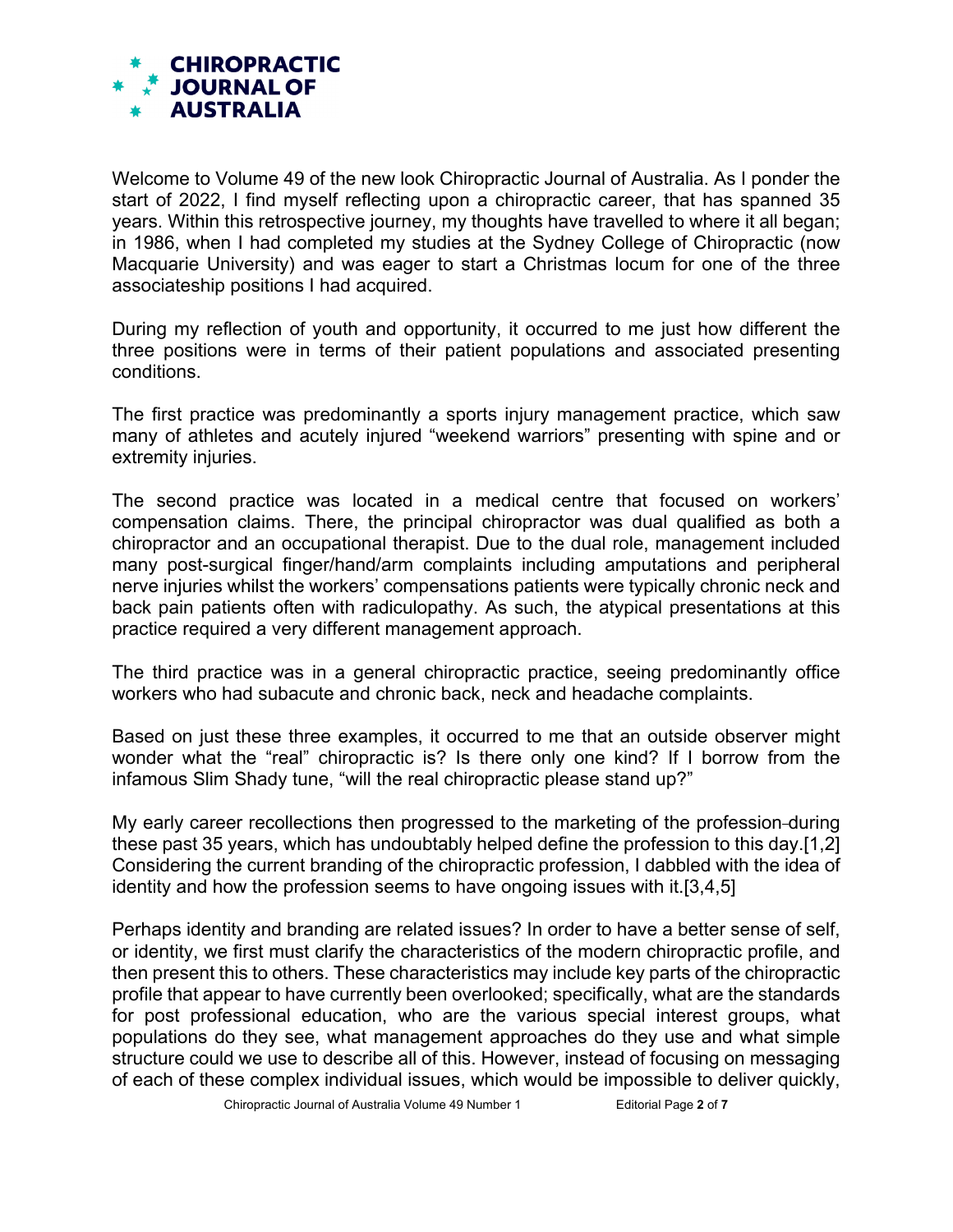Welcome to Volume 49 of the new look Chiropractic Journal of Australia. As I ponder the start of 2022, I find myself reflecting upon a chiropractic career, that has spanned 35 years. Within this retrospective journey, my thoughts have travelled to where it all began; in 1986, when I had completed my studies at the Sydney College of Chiropractic (now Macquarie University) and was eager to start a Christmas locum for one of the three associateship positions I had acquired.

During my reflection of youth and opportunity, it occurred to me just how different the three positions were in terms of their patient populations and associated presenting conditions.

The first practice was predominantly a sports injury management practice, which saw many of athletes and acutely injured "weekend warriors" presenting with spine and or extremity injuries.

The second practice was located in a medical centre that focused on workers' compensation claims. There, the principal chiropractor was dual qualified as both a chiropractor and an occupational therapist. Due to the dual role, management included many post-surgical finger/hand/arm complaints including amputations and peripheral nerve injuries whilst the workers' compensations patients were typically chronic neck and back pain patients often with radiculopathy. As such, the atypical presentations at this practice required a very different management approach.

The third practice was in a general chiropractic practice, seeing predominantly office workers who had subacute and chronic back, neck and headache complaints.

Based on just these three examples, it occurred to me that an outside observer might wonder what the "real" chiropractic is? Is there only one kind? If I borrow from the infamous Slim Shady tune, "will the real chiropractic please stand up?"

My early career recollections then progressed to the marketing of the profession during these past 35 years, which has undoubtably helped define the profession to this day.[1,2] Considering the current branding of the chiropractic profession, I dabbled with the idea of identity and how the profession seems to have ongoing issues with it.[3,4,5]

Perhaps identity and branding are related issues? In order to have a better sense of self, or identity, we first must clarify the characteristics of the modern chiropractic profile, and then present this to others. These characteristics may include key parts of the chiropractic profile that appear to have currently been overlooked; specifically, what are the standards for post professional education, who are the various special interest groups, what populations do they see, what management approaches do they use and what simple structure could we use to describe all of this. However, instead of focusing on messaging of each of these complex individual issues, which would be impossible to deliver quickly,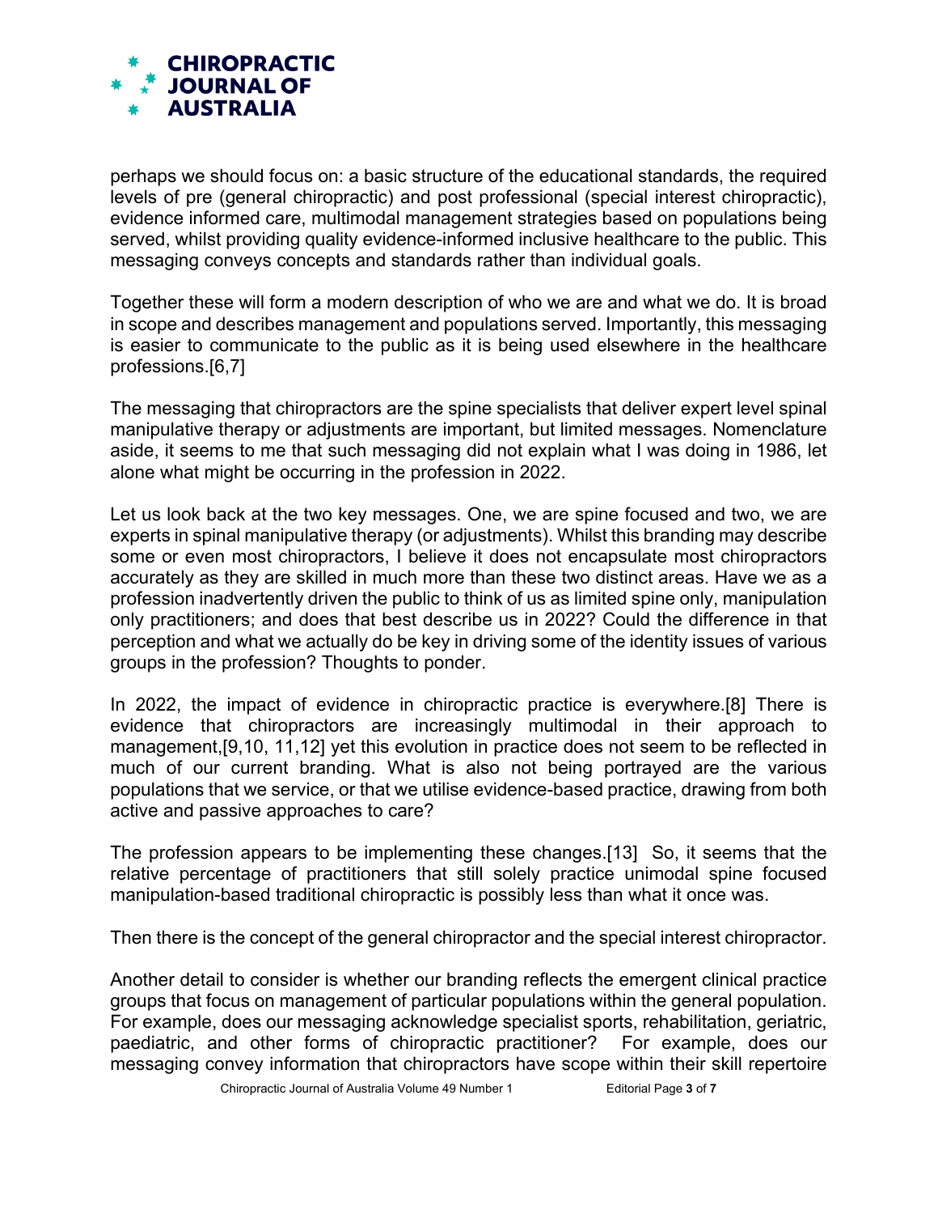perhaps we should focus on: a basic structure of the educational standards, the required levels of pre (general chiropractic) and post professional (special interest chiropractic), evidence informed care, multimodal management strategies based on populations being served, whilst providing quality evidence-informed inclusive healthcare to the public. This messaging conveys concepts and standards rather than individual goals.

Together these will form a modern description of who we are and what we do. It is broad in scope and describes management and populations served. Importantly, this messaging is easier to communicate to the public as it is being used elsewhere in the healthcare professions.[6,7]

The messaging that chiropractors are the spine specialists that deliver expert level spinal manipulative therapy or adjustments are important, but limited messages. Nomenclature aside, it seems to me that such messaging did not explain what I was doing in 1986, let alone what might be occurring in the profession in 2022.

Let us look back at the two key messages. One, we are spine focused and two, we are experts in spinal manipulative therapy (or adjustments). Whilst this branding may describe some or even most chiropractors, I believe it does not encapsulate most chiropractors accurately as they are skilled in much more than these two distinct areas. Have we as a profession inadvertently driven the public to think of us as limited spine only, manipulation only practitioners; and does that best describe us in 2022? Could the difference in that perception and what we actually do be key in driving some of the identity issues of various groups in the profession? Thoughts to ponder.

In 2022, the impact of evidence in chiropractic practice is everywhere.[8] There is evidence that chiropractors are increasingly multimodal in their approach to management,[9,10, 11,12] yet this evolution in practice does not seem to be reflected in much of our current branding. What is also not being portrayed are the various populations that we service, or that we utilise evidence-based practice, drawing from both active and passive approaches to care?

The profession appears to be implementing these changes.[13] So, it seems that the relative percentage of practitioners that still solely practice unimodal spine focused manipulation-based traditional chiropractic is possibly less than what it once was.

Then there is the concept of the general chiropractor and the special interest chiropractor.

Another detail to consider is whether our branding reflects the emergent clinical practice groups that focus on management of particular populations within the general population. For example, does our messaging acknowledge specialist sports, rehabilitation, geriatric, paediatric, and other forms of chiropractic practitioner? For example, does our messaging convey information that chiropractors have scope within their skill repertoire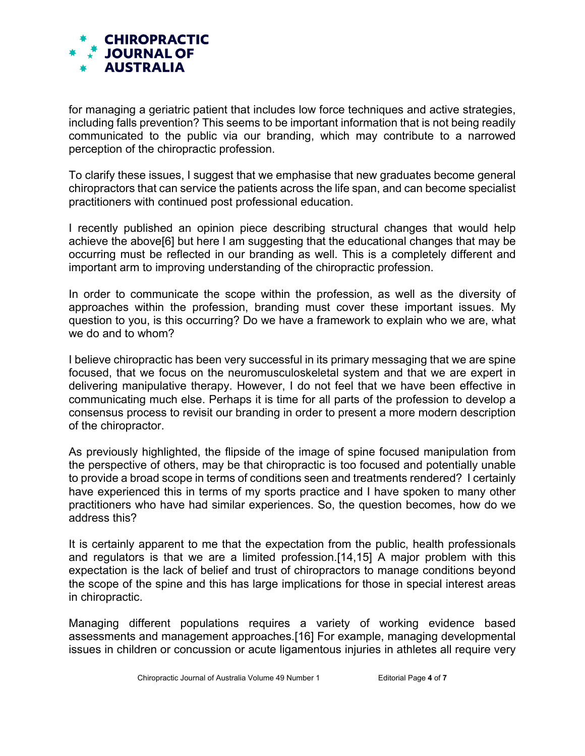for managing a geriatric patient that includes low force techniques and active strategies, including falls prevention? This seems to be important information that is not being readily communicated to the public via our branding, which may contribute to a narrowed perception of the chiropractic profession.

To clarify these issues, I suggest that we emphasise that new graduates become general chiropractors that can service the patients across the life span, and can become specialist practitioners with continued post professional education.

I recently published an opinion piece describing structural changes that would help achieve the above[6] but here I am suggesting that the educational changes that may be occurring must be reflected in our branding as well. This is a completely different and important arm to improving understanding of the chiropractic profession.

In order to communicate the scope within the profession, as well as the diversity of approaches within the profession, branding must cover these important issues. My question to you, is this occurring? Do we have a framework to explain who we are, what we do and to whom?

I believe chiropractic has been very successful in its primary messaging that we are spine focused, that we focus on the neuromusculoskeletal system and that we are expert in delivering manipulative therapy. However, I do not feel that we have been effective in communicating much else. Perhaps it is time for all parts of the profession to develop a consensus process to revisit our branding in order to present a more modern description of the chiropractor.

As previously highlighted, the flipside of the image of spine focused manipulation from the perspective of others, may be that chiropractic is too focused and potentially unable to provide a broad scope in terms of conditions seen and treatments rendered? I certainly have experienced this in terms of my sports practice and I have spoken to many other practitioners who have had similar experiences. So, the question becomes, how do we address this?

It is certainly apparent to me that the expectation from the public, health professionals and regulators is that we are a limited profession.[14,15] A major problem with this expectation is the lack of belief and trust of chiropractors to manage conditions beyond the scope of the spine and this has large implications for those in special interest areas in chiropractic.

Managing different populations requires a variety of working evidence based assessments and management approaches.[16] For example, managing developmental issues in children or concussion or acute ligamentous injuries in athletes all require very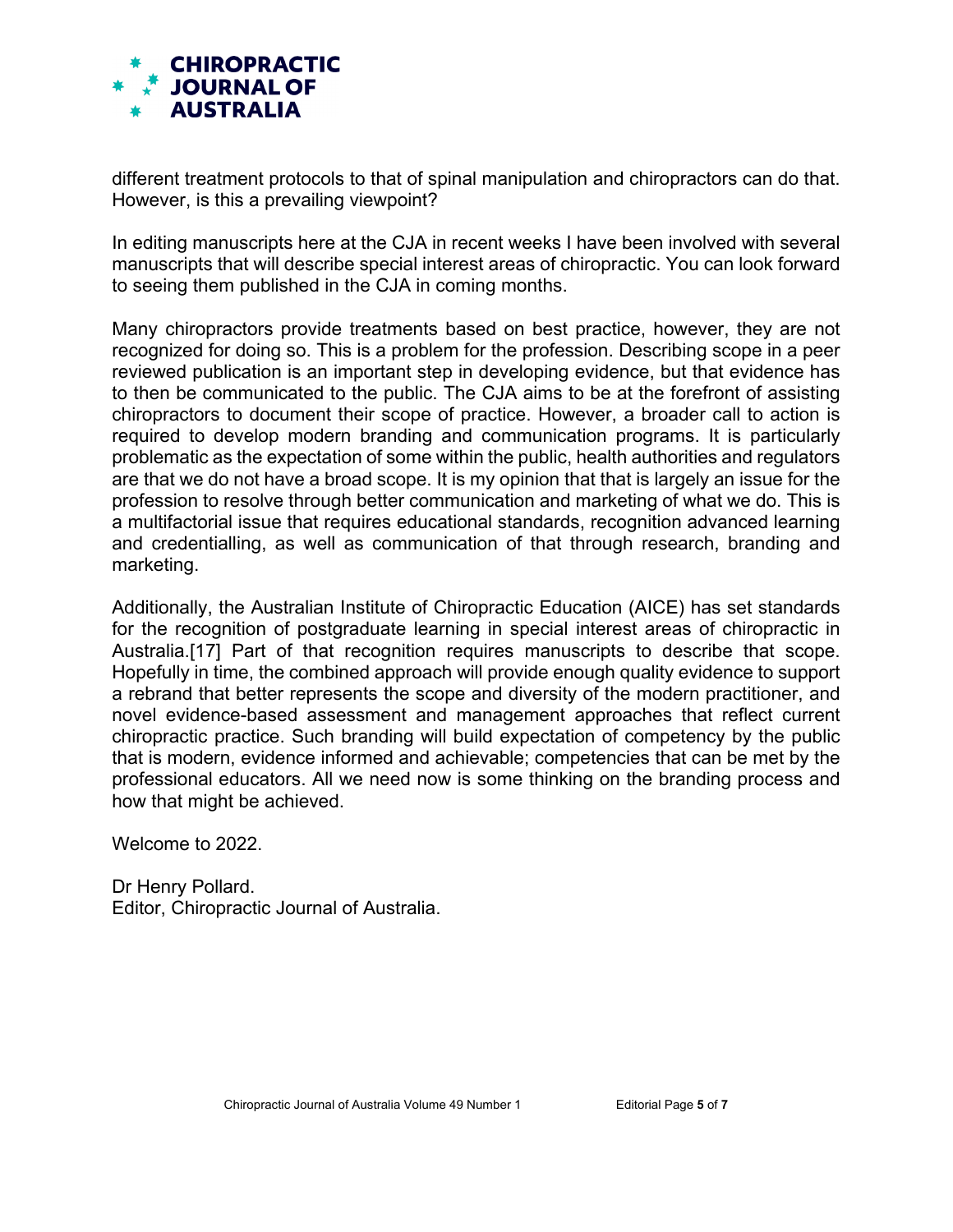different treatment protocols to that of spinal manipulation and chiropractors can do that. However, is this a prevailing viewpoint?

In editing manuscripts here at the CJA in recent weeks I have been involved with several manuscripts that will describe special interest areas of chiropractic. You can look forward to seeing them published in the CJA in coming months.

Many chiropractors provide treatments based on best practice, however, they are not recognized for doing so. This is a problem for the profession. Describing scope in a peer reviewed publication is an important step in developing evidence, but that evidence has to then be communicated to the public. The CJA aims to be at the forefront of assisting chiropractors to document their scope of practice. However, a broader call to action is required to develop modern branding and communication programs. It is particularly problematic as the expectation of some within the public, health authorities and regulators are that we do not have a broad scope. It is my opinion that that is largely an issue for the profession to resolve through better communication and marketing of what we do. This is a multifactorial issue that requires educational standards, recognition advanced learning and credentialling, as well as communication of that through research, branding and marketing.

Additionally, the Australian Institute of Chiropractic Education (AICE) has set standards for the recognition of postgraduate learning in special interest areas of chiropractic in Australia.[17] Part of that recognition requires manuscripts to describe that scope. Hopefully in time, the combined approach will provide enough quality evidence to support a rebrand that better represents the scope and diversity of the modern practitioner, and novel evidence-based assessment and management approaches that reflect current chiropractic practice. Such branding will build expectation of competency by the public that is modern, evidence informed and achievable; competencies that can be met by the professional educators. All we need now is some thinking on the branding process and how that might be achieved.

Welcome to 2022.

Dr Henry Pollard.
Editor, Chiropractic Journal of Australia.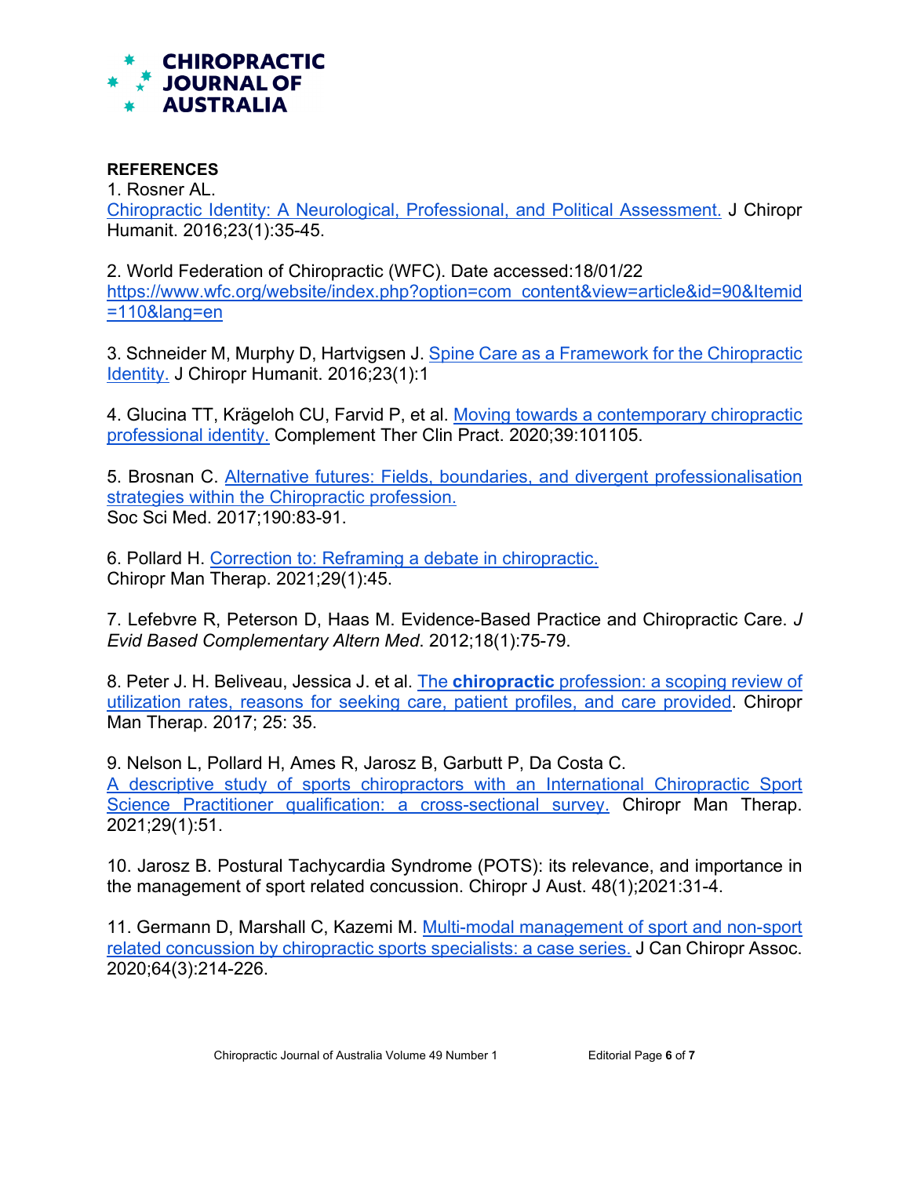**REFERENCES**

1. Rosner AL. Chiropractic Identity: A Neurological, Professional, and Political Assessment. J Chiropr Humanit. 2016;23(1):35-45.

2. World Federation of Chiropractic (WFC). Date accessed:18/01/22 https://www.wfc.org/website/index.php?option=com_content&view=article&id=90&Itemid=110&lang=en

3. Schneider M, Murphy D, Hartvigsen J. Spine Care as a Framework for the Chiropractic Identity. J Chiropr Humanit. 2016;23(1):1

4. Glucina TT, Krägeloh CU, Farvid P, et al. Moving towards a contemporary chiropractic professional identity. Complement Ther Clin Pract. 2020;39:101105.

5. Brosnan C. Alternative futures: Fields, boundaries, and divergent professionalisation strategies within the Chiropractic profession. Soc Sci Med. 2017;190:83-91.

6. Pollard H. Correction to: Reframing a debate in chiropractic. Chiropr Man Therap. 2021;29(1):45.

7. Lefebvre R, Peterson D, Haas M. Evidence-Based Practice and Chiropractic Care. *J Evid Based Complementary Altern Med*. 2012;18(1):75-79.

8. Peter J. H. Beliveau, Jessica J. et al. The **chiropractic** profession: a scoping review of utilization rates, reasons for seeking care, patient profiles, and care provided. Chiropr Man Therap. 2017; 25: 35.

9. Nelson L, Pollard H, Ames R, Jarosz B, Garbutt P, Da Costa C. A descriptive study of sports chiropractors with an International Chiropractic Sport Science Practitioner qualification: a cross-sectional survey. Chiropr Man Therap. 2021;29(1):51.

10. Jarosz B. Postural Tachycardia Syndrome (POTS): its relevance, and importance in the management of sport related concussion. Chiropr J Aust. 48(1);2021:31-4.

11. Germann D, Marshall C, Kazemi M. Multi-modal management of sport and non-sport related concussion by chiropractic sports specialists: a case series. J Can Chiropr Assoc. 2020;64(3):214-226.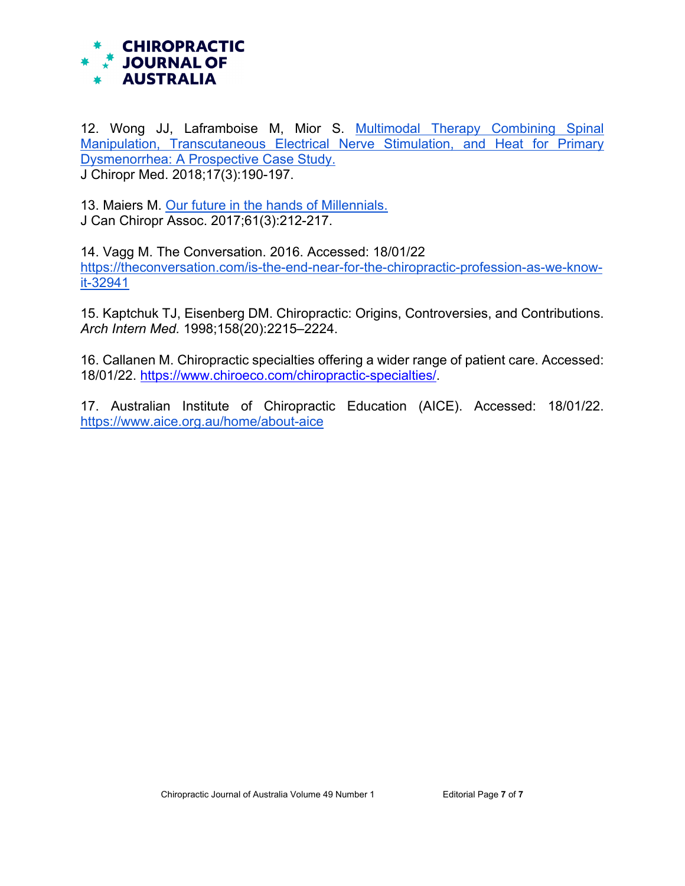12. Wong JJ, Laframboise M, Mior S. [Multimodal Therapy Combining Spinal Manipulation, Transcutaneous Electrical Nerve Stimulation, and Heat for Primary Dysmenorrhea: A Prospective Case Study.](#)
J Chiropr Med. 2018;17(3):190-197.

13. Maiers M. [Our future in the hands of Millennials.](#)
J Can Chiropr Assoc. 2017;61(3):212-217.

14. Vagg M. The Conversation. 2016. Accessed: 18/01/22
https://theconversation.com/is-the-end-near-for-the-chiropractic-profession-as-we-know-it-32941

15. Kaptchuk TJ, Eisenberg DM. Chiropractic: Origins, Controversies, and Contributions. *Arch Intern Med.* 1998;158(20):2215–2224.

16. Callanen M. Chiropractic specialties offering a wider range of patient care. Accessed: 18/01/22. https://www.chiroeco.com/chiropractic-specialties/.

17. Australian Institute of Chiropractic Education (AICE). Accessed: 18/01/22. https://www.aice.org.au/home/about-aice